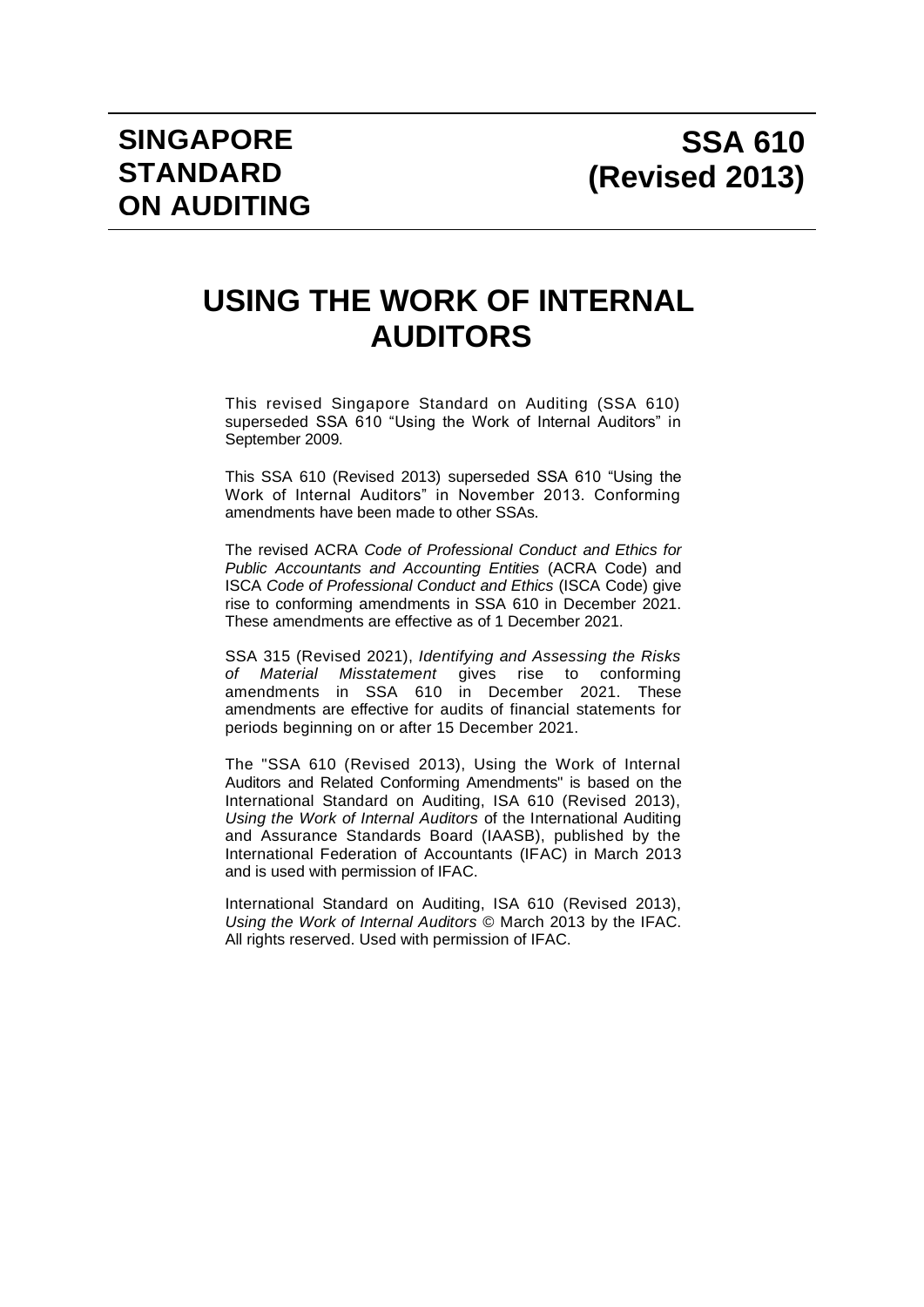**SINGAPORE STANDARD ON AUDITING**

**SSA 610 (Revised 2013)**

# USING THE WORK OF INTERNAL AUDITORS

This revised Singapore Standard on Auditing (SSA 610) superseded SSA 610 "Using the Work of Internal Auditors" in September 2009.

This SSA 610 (Revised 2013) superseded SSA 610 "Using the Work of Internal Auditors" in November 2013. Conforming amendments have been made to other SSAs.

The revised ACRA *Code of Professional Conduct and Ethics for Public Accountants and Accounting Entities* (ACRA Code) and ISCA *Code of Professional Conduct and Ethics* (ISCA Code) give rise to conforming amendments in SSA 610 in December 2021. These amendments are effective as of 1 December 2021.

SSA 315 (Revised 2021), *Identifying and Assessing the Risks of Material Misstatement* gives rise to conforming amendments in SSA 610 in December 2021. These amendments are effective for audits of financial statements for periods beginning on or after 15 December 2021.

The "SSA 610 (Revised 2013), Using the Work of Internal Auditors and Related Conforming Amendments" is based on the International Standard on Auditing, ISA 610 (Revised 2013), *Using the Work of Internal Auditors* of the International Auditing and Assurance Standards Board (IAASB), published by the International Federation of Accountants (IFAC) in March 2013 and is used with permission of IFAC.

International Standard on Auditing, ISA 610 (Revised 2013), *Using the Work of Internal Auditors* © March 2013 by the IFAC. All rights reserved. Used with permission of IFAC.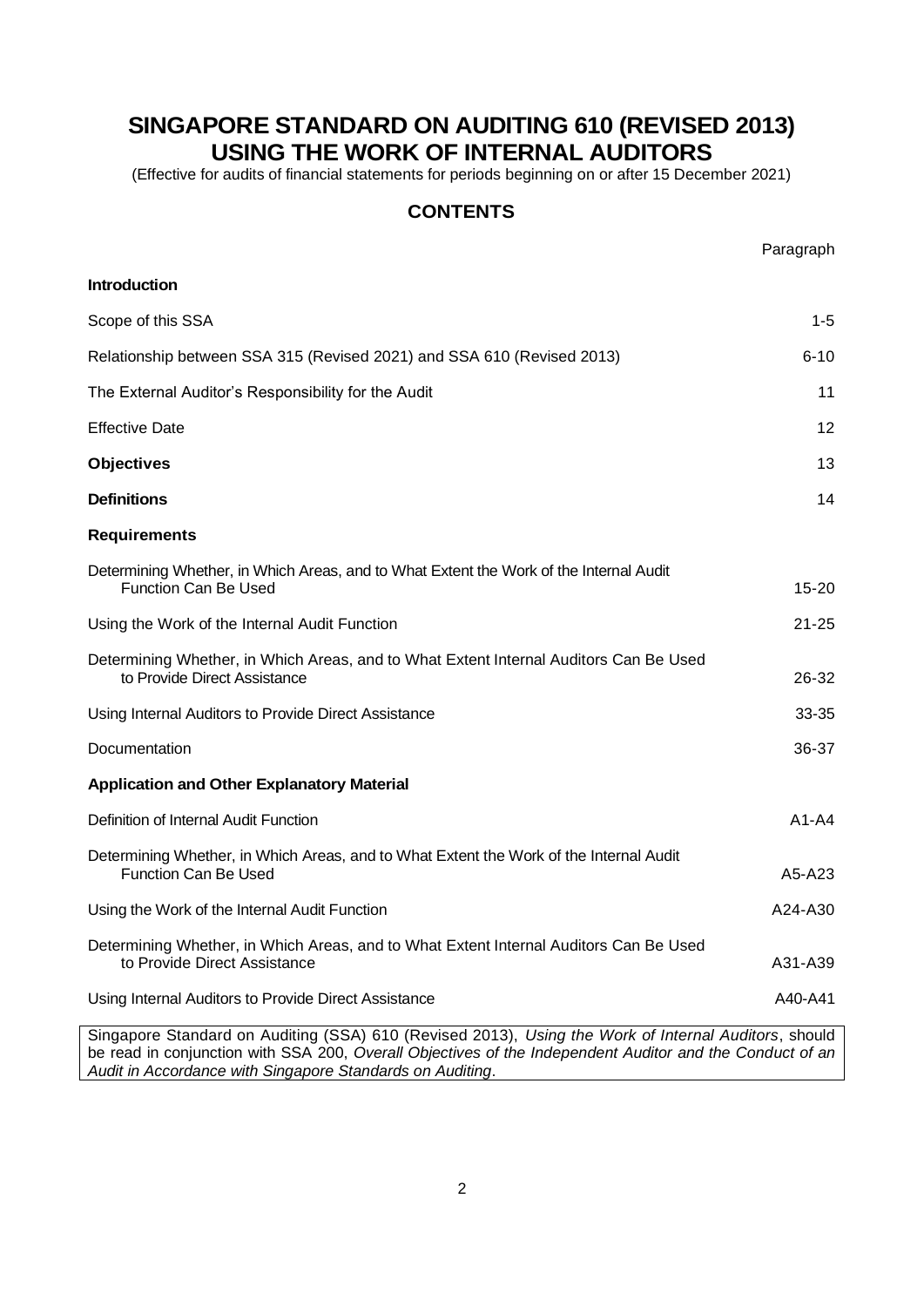# SINGAPORE STANDARD ON AUDITING 610 (REVISED 2013) USING THE WORK OF INTERNAL AUDITORS

(Effective for audits of financial statements for periods beginning on or after 15 December 2021)

## CONTENTS

| | Paragraph |
|---|---|
| **Introduction** | |
| Scope of this SSA | 1-5 |
| Relationship between SSA 315 (Revised 2021) and SSA 610 (Revised 2013) | 6-10 |
| The External Auditor's Responsibility for the Audit | 11 |
| Effective Date | 12 |
| **Objectives** | 13 |
| **Definitions** | 14 |
| **Requirements** | |
| Determining Whether, in Which Areas, and to What Extent the Work of the Internal Audit Function Can Be Used | 15-20 |
| Using the Work of the Internal Audit Function | 21-25 |
| Determining Whether, in Which Areas, and to What Extent Internal Auditors Can Be Used to Provide Direct Assistance | 26-32 |
| Using Internal Auditors to Provide Direct Assistance | 33-35 |
| Documentation | 36-37 |
| **Application and Other Explanatory Material** | |
| Definition of Internal Audit Function | A1-A4 |
| Determining Whether, in Which Areas, and to What Extent the Work of the Internal Audit Function Can Be Used | A5-A23 |
| Using the Work of the Internal Audit Function | A24-A30 |
| Determining Whether, in Which Areas, and to What Extent Internal Auditors Can Be Used to Provide Direct Assistance | A31-A39 |
| Using Internal Auditors to Provide Direct Assistance | A40-A41 |

Singapore Standard on Auditing (SSA) 610 (Revised 2013), *Using the Work of Internal Auditors*, should be read in conjunction with SSA 200, *Overall Objectives of the Independent Auditor and the Conduct of an Audit in Accordance with Singapore Standards on Auditing*.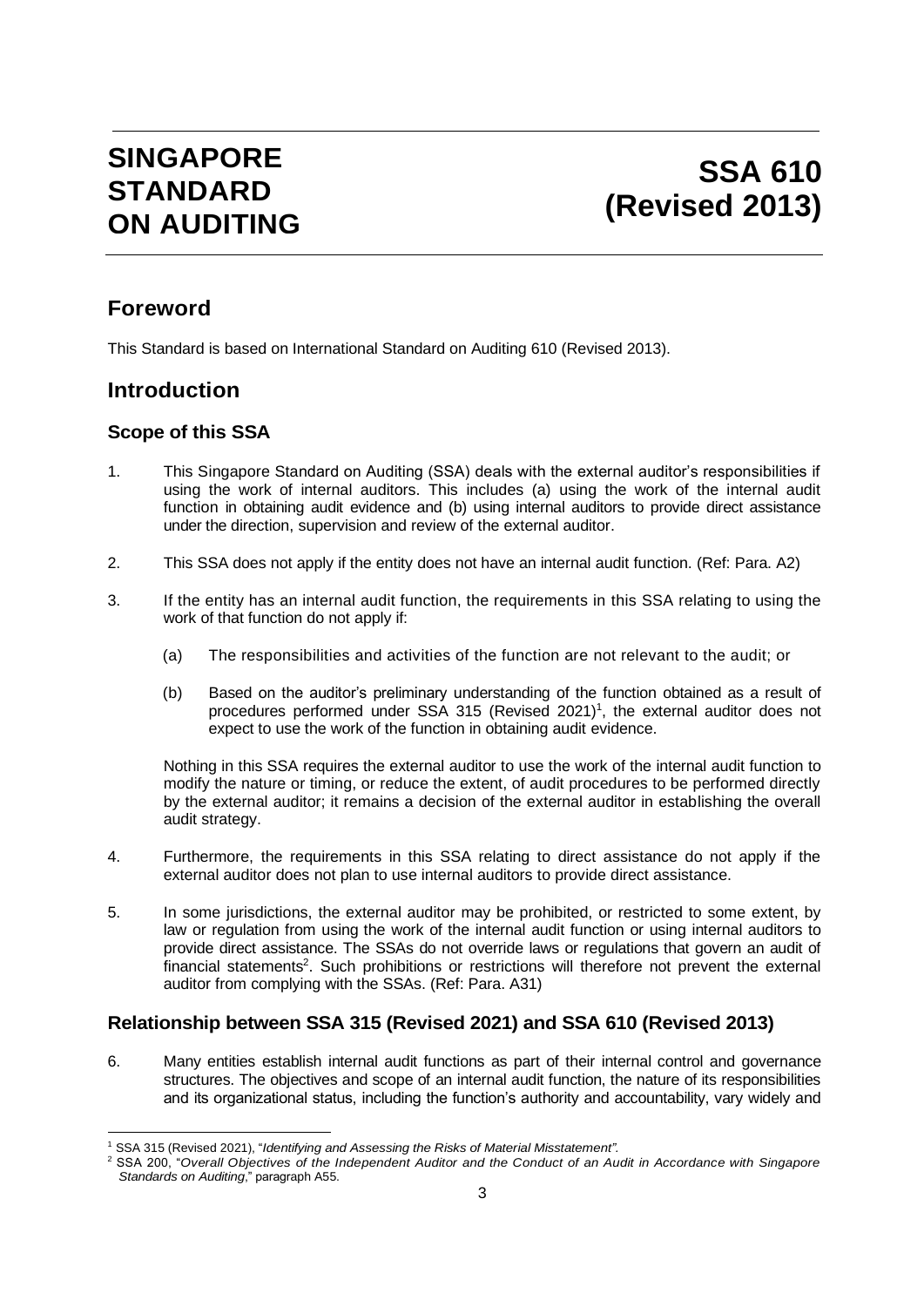# SINGAPORE STANDARD ON AUDITING

# SSA 610 (Revised 2013)

## Foreword

This Standard is based on International Standard on Auditing 610 (Revised 2013).

## Introduction

### Scope of this SSA

1. This Singapore Standard on Auditing (SSA) deals with the external auditor's responsibilities if using the work of internal auditors. This includes (a) using the work of the internal audit function in obtaining audit evidence and (b) using internal auditors to provide direct assistance under the direction, supervision and review of the external auditor.

2. This SSA does not apply if the entity does not have an internal audit function. (Ref: Para. A2)

3. If the entity has an internal audit function, the requirements in this SSA relating to using the work of that function do not apply if:

   (a) The responsibilities and activities of the function are not relevant to the audit; or

   (b) Based on the auditor's preliminary understanding of the function obtained as a result of procedures performed under SSA 315 (Revised 2021)[1], the external auditor does not expect to use the work of the function in obtaining audit evidence.

   Nothing in this SSA requires the external auditor to use the work of the internal audit function to modify the nature or timing, or reduce the extent, of audit procedures to be performed directly by the external auditor; it remains a decision of the external auditor in establishing the overall audit strategy.

4. Furthermore, the requirements in this SSA relating to direct assistance do not apply if the external auditor does not plan to use internal auditors to provide direct assistance.

5. In some jurisdictions, the external auditor may be prohibited, or restricted to some extent, by law or regulation from using the work of the internal audit function or using internal auditors to provide direct assistance. The SSAs do not override laws or regulations that govern an audit of financial statements[2]. Such prohibitions or restrictions will therefore not prevent the external auditor from complying with the SSAs. (Ref: Para. A31)

### Relationship between SSA 315 (Revised 2021) and SSA 610 (Revised 2013)

6. Many entities establish internal audit functions as part of their internal control and governance structures. The objectives and scope of an internal audit function, the nature of its responsibilities and its organizational status, including the function's authority and accountability, vary widely and

---

[1] SSA 315 (Revised 2021), "*Identifying and Assessing the Risks of Material Misstatement".*

[2] SSA 200, "*Overall Objectives of the Independent Auditor and the Conduct of an Audit in Accordance with Singapore Standards on Auditing*," paragraph A55.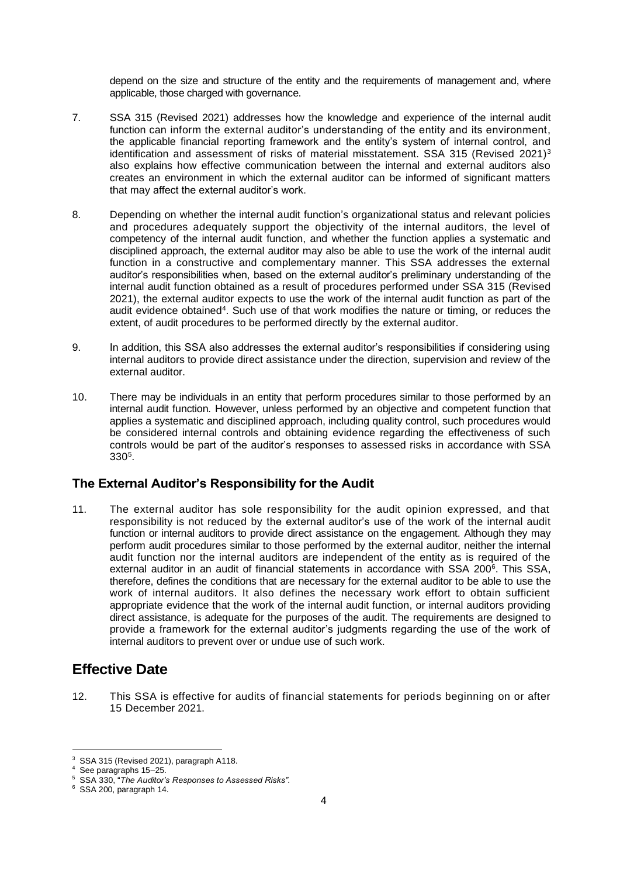depend on the size and structure of the entity and the requirements of management and, where applicable, those charged with governance.

7. SSA 315 (Revised 2021) addresses how the knowledge and experience of the internal audit function can inform the external auditor's understanding of the entity and its environment, the applicable financial reporting framework and the entity's system of internal control, and identification and assessment of risks of material misstatement. SSA 315 (Revised 2021)[3] also explains how effective communication between the internal and external auditors also creates an environment in which the external auditor can be informed of significant matters that may affect the external auditor's work.

8. Depending on whether the internal audit function's organizational status and relevant policies and procedures adequately support the objectivity of the internal auditors, the level of competency of the internal audit function, and whether the function applies a systematic and disciplined approach, the external auditor may also be able to use the work of the internal audit function in a constructive and complementary manner. This SSA addresses the external auditor's responsibilities when, based on the external auditor's preliminary understanding of the internal audit function obtained as a result of procedures performed under SSA 315 (Revised 2021), the external auditor expects to use the work of the internal audit function as part of the audit evidence obtained[4]. Such use of that work modifies the nature or timing, or reduces the extent, of audit procedures to be performed directly by the external auditor.

9. In addition, this SSA also addresses the external auditor's responsibilities if considering using internal auditors to provide direct assistance under the direction, supervision and review of the external auditor.

10. There may be individuals in an entity that perform procedures similar to those performed by an internal audit function. However, unless performed by an objective and competent function that applies a systematic and disciplined approach, including quality control, such procedures would be considered internal controls and obtaining evidence regarding the effectiveness of such controls would be part of the auditor's responses to assessed risks in accordance with SSA 330[5].

### The External Auditor's Responsibility for the Audit

11. The external auditor has sole responsibility for the audit opinion expressed, and that responsibility is not reduced by the external auditor's use of the work of the internal audit function or internal auditors to provide direct assistance on the engagement. Although they may perform audit procedures similar to those performed by the external auditor, neither the internal audit function nor the internal auditors are independent of the entity as is required of the external auditor in an audit of financial statements in accordance with SSA 200[6]. This SSA, therefore, defines the conditions that are necessary for the external auditor to be able to use the work of internal auditors. It also defines the necessary work effort to obtain sufficient appropriate evidence that the work of the internal audit function, or internal auditors providing direct assistance, is adequate for the purposes of the audit. The requirements are designed to provide a framework for the external auditor's judgments regarding the use of the work of internal auditors to prevent over or undue use of such work.

## Effective Date

12. This SSA is effective for audits of financial statements for periods beginning on or after 15 December 2021.

---

[3] SSA 315 (Revised 2021), paragraph A118.

[4] See paragraphs 15–25.

[5] SSA 330, "*The Auditor's Responses to Assessed Risks".*

[6] SSA 200, paragraph 14.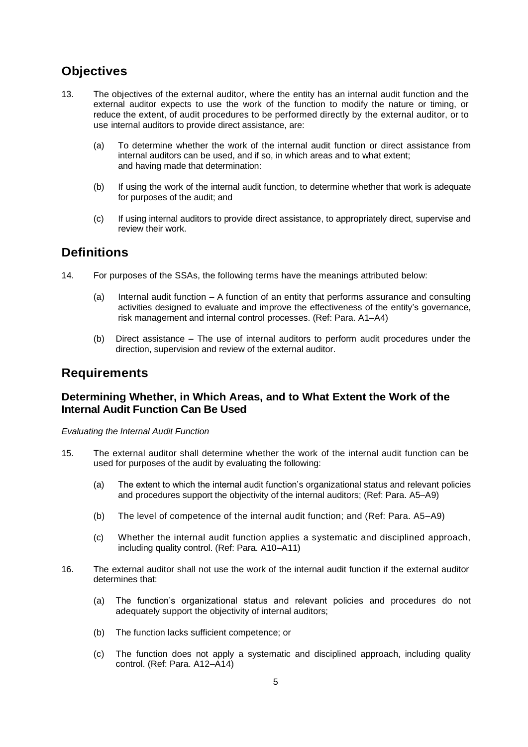## Objectives

13. The objectives of the external auditor, where the entity has an internal audit function and the external auditor expects to use the work of the function to modify the nature or timing, or reduce the extent, of audit procedures to be performed directly by the external auditor, or to use internal auditors to provide direct assistance, are:

    (a) To determine whether the work of the internal audit function or direct assistance from internal auditors can be used, and if so, in which areas and to what extent; and having made that determination:

    (b) If using the work of the internal audit function, to determine whether that work is adequate for purposes of the audit; and

    (c) If using internal auditors to provide direct assistance, to appropriately direct, supervise and review their work.

## Definitions

14. For purposes of the SSAs, the following terms have the meanings attributed below:

    (a) Internal audit function – A function of an entity that performs assurance and consulting activities designed to evaluate and improve the effectiveness of the entity's governance, risk management and internal control processes. (Ref: Para. A1–A4)

    (b) Direct assistance – The use of internal auditors to perform audit procedures under the direction, supervision and review of the external auditor.

## Requirements

### Determining Whether, in Which Areas, and to What Extent the Work of the Internal Audit Function Can Be Used

*Evaluating the Internal Audit Function*

15. The external auditor shall determine whether the work of the internal audit function can be used for purposes of the audit by evaluating the following:

    (a) The extent to which the internal audit function's organizational status and relevant policies and procedures support the objectivity of the internal auditors; (Ref: Para. A5–A9)

    (b) The level of competence of the internal audit function; and (Ref: Para. A5–A9)

    (c) Whether the internal audit function applies a systematic and disciplined approach, including quality control. (Ref: Para. A10–A11)

16. The external auditor shall not use the work of the internal audit function if the external auditor determines that:

    (a) The function's organizational status and relevant policies and procedures do not adequately support the objectivity of internal auditors;

    (b) The function lacks sufficient competence; or

    (c) The function does not apply a systematic and disciplined approach, including quality control. (Ref: Para. A12–A14)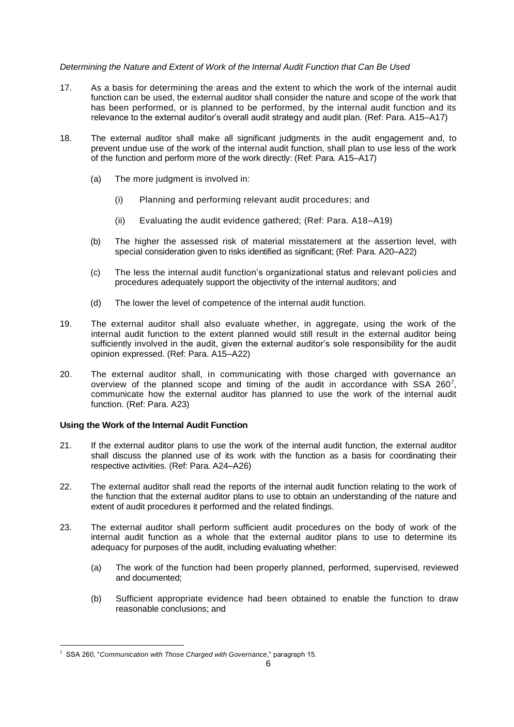*Determining the Nature and Extent of Work of the Internal Audit Function that Can Be Used*

17. As a basis for determining the areas and the extent to which the work of the internal audit function can be used, the external auditor shall consider the nature and scope of the work that has been performed, or is planned to be performed, by the internal audit function and its relevance to the external auditor's overall audit strategy and audit plan. (Ref: Para. A15–A17)

18. The external auditor shall make all significant judgments in the audit engagement and, to prevent undue use of the work of the internal audit function, shall plan to use less of the work of the function and perform more of the work directly: (Ref: Para. A15–A17)

    (a) The more judgment is involved in:

        (i) Planning and performing relevant audit procedures; and

        (ii) Evaluating the audit evidence gathered; (Ref: Para. A18–A19)

    (b) The higher the assessed risk of material misstatement at the assertion level, with special consideration given to risks identified as significant; (Ref: Para. A20–A22)

    (c) The less the internal audit function's organizational status and relevant policies and procedures adequately support the objectivity of the internal auditors; and

    (d) The lower the level of competence of the internal audit function.

19. The external auditor shall also evaluate whether, in aggregate, using the work of the internal audit function to the extent planned would still result in the external auditor being sufficiently involved in the audit, given the external auditor's sole responsibility for the audit opinion expressed. (Ref: Para. A15–A22)

20. The external auditor shall, in communicating with those charged with governance an overview of the planned scope and timing of the audit in accordance with SSA 260[7], communicate how the external auditor has planned to use the work of the internal audit function. (Ref: Para. A23)

**Using the Work of the Internal Audit Function**

21. If the external auditor plans to use the work of the internal audit function, the external auditor shall discuss the planned use of its work with the function as a basis for coordinating their respective activities. (Ref: Para. A24–A26)

22. The external auditor shall read the reports of the internal audit function relating to the work of the function that the external auditor plans to use to obtain an understanding of the nature and extent of audit procedures it performed and the related findings.

23. The external auditor shall perform sufficient audit procedures on the body of work of the internal audit function as a whole that the external auditor plans to use to determine its adequacy for purposes of the audit, including evaluating whether:

    (a) The work of the function had been properly planned, performed, supervised, reviewed and documented;

    (b) Sufficient appropriate evidence had been obtained to enable the function to draw reasonable conclusions; and

---

[7] SSA 260, "*Communication with Those Charged with Governance*," paragraph 15.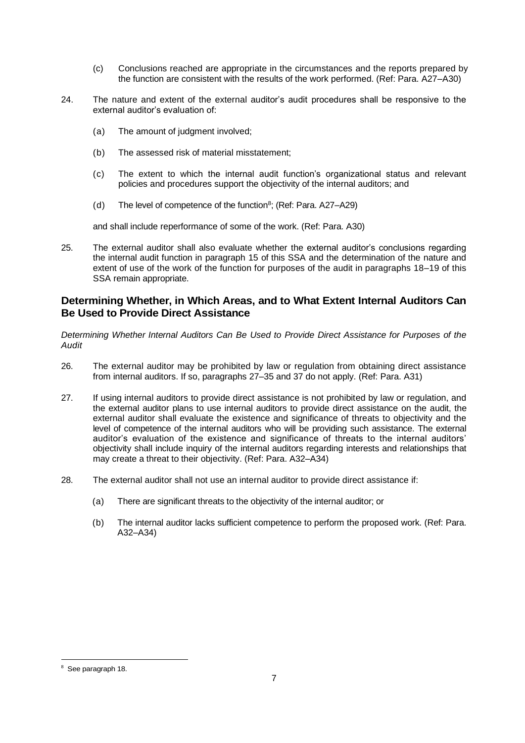(c) Conclusions reached are appropriate in the circumstances and the reports prepared by the function are consistent with the results of the work performed. (Ref: Para. A27–A30)

24. The nature and extent of the external auditor's audit procedures shall be responsive to the external auditor's evaluation of:

    (a) The amount of judgment involved;

    (b) The assessed risk of material misstatement;

    (c) The extent to which the internal audit function's organizational status and relevant policies and procedures support the objectivity of the internal auditors; and

    (d) The level of competence of the function[8]; (Ref: Para. A27–A29)

    and shall include reperformance of some of the work. (Ref: Para. A30)

25. The external auditor shall also evaluate whether the external auditor's conclusions regarding the internal audit function in paragraph 15 of this SSA and the determination of the nature and extent of use of the work of the function for purposes of the audit in paragraphs 18–19 of this SSA remain appropriate.

## Determining Whether, in Which Areas, and to What Extent Internal Auditors Can Be Used to Provide Direct Assistance

*Determining Whether Internal Auditors Can Be Used to Provide Direct Assistance for Purposes of the Audit*

26. The external auditor may be prohibited by law or regulation from obtaining direct assistance from internal auditors. If so, paragraphs 27–35 and 37 do not apply. (Ref: Para. A31)

27. If using internal auditors to provide direct assistance is not prohibited by law or regulation, and the external auditor plans to use internal auditors to provide direct assistance on the audit, the external auditor shall evaluate the existence and significance of threats to objectivity and the level of competence of the internal auditors who will be providing such assistance. The external auditor's evaluation of the existence and significance of threats to the internal auditors' objectivity shall include inquiry of the internal auditors regarding interests and relationships that may create a threat to their objectivity. (Ref: Para. A32–A34)

28. The external auditor shall not use an internal auditor to provide direct assistance if:

    (a) There are significant threats to the objectivity of the internal auditor; or

    (b) The internal auditor lacks sufficient competence to perform the proposed work. (Ref: Para. A32–A34)

---

[8] See paragraph 18.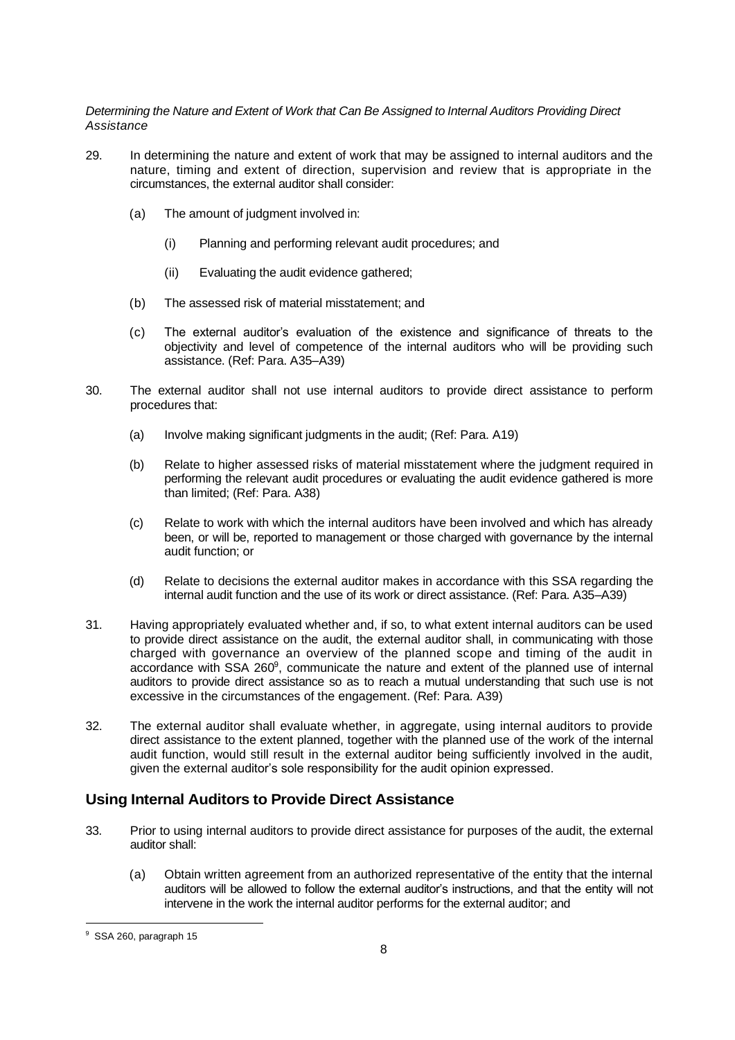*Determining the Nature and Extent of Work that Can Be Assigned to Internal Auditors Providing Direct Assistance*

29. In determining the nature and extent of work that may be assigned to internal auditors and the nature, timing and extent of direction, supervision and review that is appropriate in the circumstances, the external auditor shall consider:

    (a) The amount of judgment involved in:

        (i) Planning and performing relevant audit procedures; and

        (ii) Evaluating the audit evidence gathered;

    (b) The assessed risk of material misstatement; and

    (c) The external auditor's evaluation of the existence and significance of threats to the objectivity and level of competence of the internal auditors who will be providing such assistance. (Ref: Para. A35–A39)

30. The external auditor shall not use internal auditors to provide direct assistance to perform procedures that:

    (a) Involve making significant judgments in the audit; (Ref: Para. A19)

    (b) Relate to higher assessed risks of material misstatement where the judgment required in performing the relevant audit procedures or evaluating the audit evidence gathered is more than limited; (Ref: Para. A38)

    (c) Relate to work with which the internal auditors have been involved and which has already been, or will be, reported to management or those charged with governance by the internal audit function; or

    (d) Relate to decisions the external auditor makes in accordance with this SSA regarding the internal audit function and the use of its work or direct assistance. (Ref: Para. A35–A39)

31. Having appropriately evaluated whether and, if so, to what extent internal auditors can be used to provide direct assistance on the audit, the external auditor shall, in communicating with those charged with governance an overview of the planned scope and timing of the audit in accordance with SSA 260[9], communicate the nature and extent of the planned use of internal auditors to provide direct assistance so as to reach a mutual understanding that such use is not excessive in the circumstances of the engagement. (Ref: Para. A39)

32. The external auditor shall evaluate whether, in aggregate, using internal auditors to provide direct assistance to the extent planned, together with the planned use of the work of the internal audit function, would still result in the external auditor being sufficiently involved in the audit, given the external auditor's sole responsibility for the audit opinion expressed.

## Using Internal Auditors to Provide Direct Assistance

33. Prior to using internal auditors to provide direct assistance for purposes of the audit, the external auditor shall:

    (a) Obtain written agreement from an authorized representative of the entity that the internal auditors will be allowed to follow the external auditor's instructions, and that the entity will not intervene in the work the internal auditor performs for the external auditor; and

---

[9] SSA 260, paragraph 15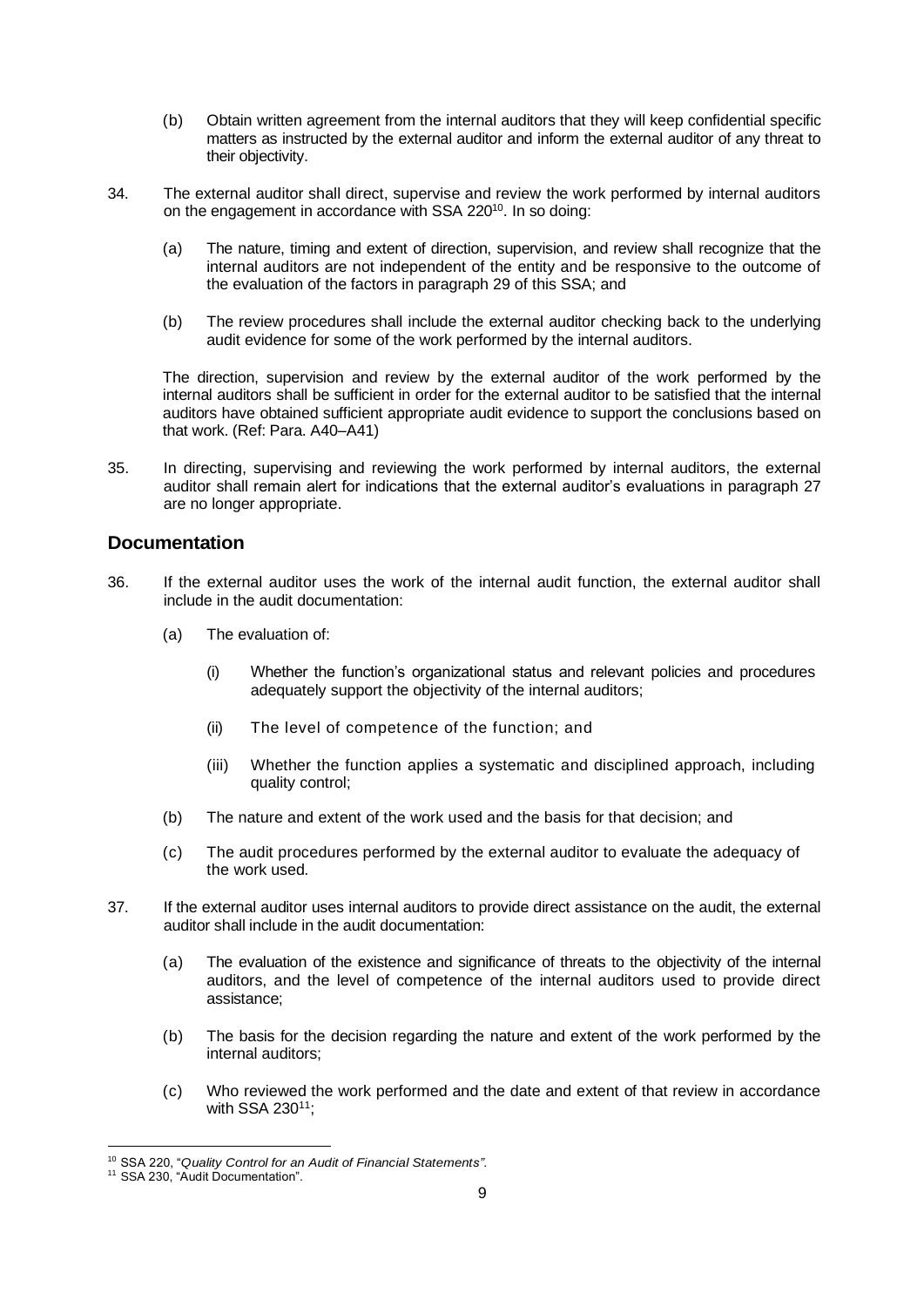(b) Obtain written agreement from the internal auditors that they will keep confidential specific matters as instructed by the external auditor and inform the external auditor of any threat to their objectivity.

34. The external auditor shall direct, supervise and review the work performed by internal auditors on the engagement in accordance with SSA 220[10]. In so doing:

    (a) The nature, timing and extent of direction, supervision, and review shall recognize that the internal auditors are not independent of the entity and be responsive to the outcome of the evaluation of the factors in paragraph 29 of this SSA; and

    (b) The review procedures shall include the external auditor checking back to the underlying audit evidence for some of the work performed by the internal auditors.

    The direction, supervision and review by the external auditor of the work performed by the internal auditors shall be sufficient in order for the external auditor to be satisfied that the internal auditors have obtained sufficient appropriate audit evidence to support the conclusions based on that work. (Ref: Para. A40–A41)

35. In directing, supervising and reviewing the work performed by internal auditors, the external auditor shall remain alert for indications that the external auditor's evaluations in paragraph 27 are no longer appropriate.

## Documentation

36. If the external auditor uses the work of the internal audit function, the external auditor shall include in the audit documentation:

    (a) The evaluation of:

        (i) Whether the function's organizational status and relevant policies and procedures adequately support the objectivity of the internal auditors;

        (ii) The level of competence of the function; and

        (iii) Whether the function applies a systematic and disciplined approach, including quality control;

    (b) The nature and extent of the work used and the basis for that decision; and

    (c) The audit procedures performed by the external auditor to evaluate the adequacy of the work used.

37. If the external auditor uses internal auditors to provide direct assistance on the audit, the external auditor shall include in the audit documentation:

    (a) The evaluation of the existence and significance of threats to the objectivity of the internal auditors, and the level of competence of the internal auditors used to provide direct assistance;

    (b) The basis for the decision regarding the nature and extent of the work performed by the internal auditors;

    (c) Who reviewed the work performed and the date and extent of that review in accordance with SSA 230[11];

---

[10] SSA 220, "*Quality Control for an Audit of Financial Statements*".

[11] SSA 230, "Audit Documentation".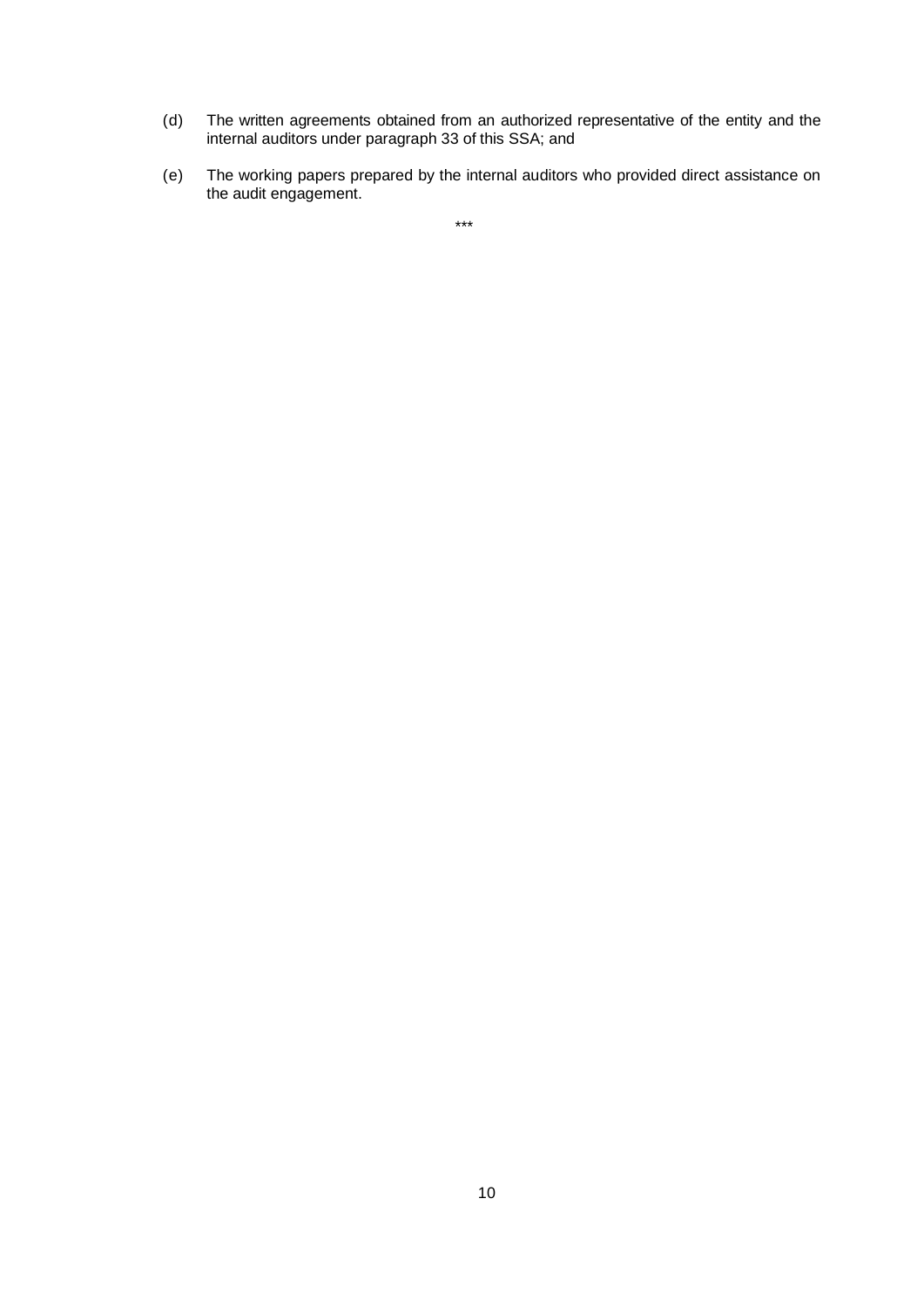(d) The written agreements obtained from an authorized representative of the entity and the internal auditors under paragraph 33 of this SSA; and

(e) The working papers prepared by the internal auditors who provided direct assistance on the audit engagement.

***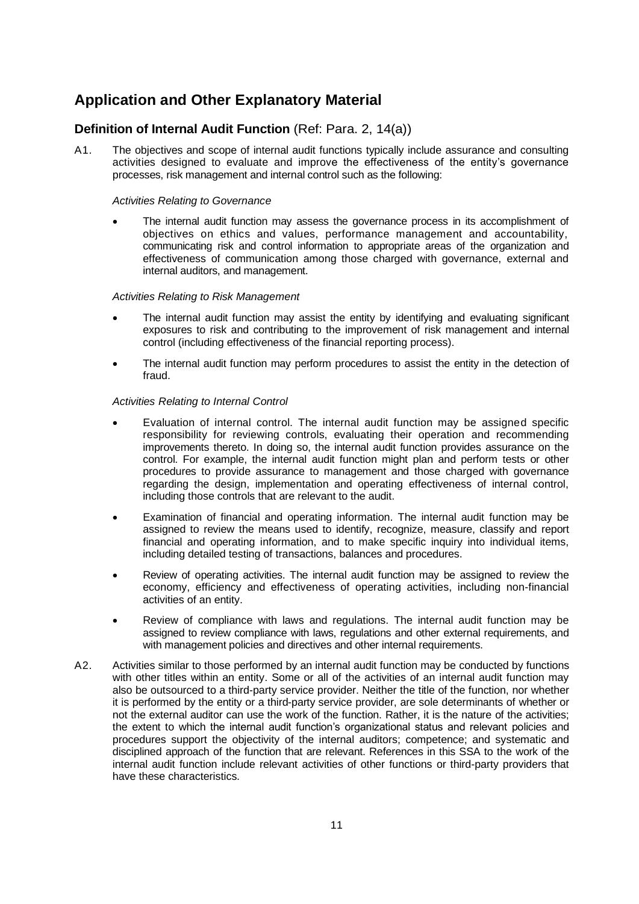## Application and Other Explanatory Material

### Definition of Internal Audit Function (Ref: Para. 2, 14(a))

A1. The objectives and scope of internal audit functions typically include assurance and consulting activities designed to evaluate and improve the effectiveness of the entity's governance processes, risk management and internal control such as the following:

*Activities Relating to Governance*

- The internal audit function may assess the governance process in its accomplishment of objectives on ethics and values, performance management and accountability, communicating risk and control information to appropriate areas of the organization and effectiveness of communication among those charged with governance, external and internal auditors, and management.

*Activities Relating to Risk Management*

- The internal audit function may assist the entity by identifying and evaluating significant exposures to risk and contributing to the improvement of risk management and internal control (including effectiveness of the financial reporting process).
- The internal audit function may perform procedures to assist the entity in the detection of fraud.

*Activities Relating to Internal Control*

- Evaluation of internal control. The internal audit function may be assigned specific responsibility for reviewing controls, evaluating their operation and recommending improvements thereto. In doing so, the internal audit function provides assurance on the control. For example, the internal audit function might plan and perform tests or other procedures to provide assurance to management and those charged with governance regarding the design, implementation and operating effectiveness of internal control, including those controls that are relevant to the audit.
- Examination of financial and operating information. The internal audit function may be assigned to review the means used to identify, recognize, measure, classify and report financial and operating information, and to make specific inquiry into individual items, including detailed testing of transactions, balances and procedures.
- Review of operating activities. The internal audit function may be assigned to review the economy, efficiency and effectiveness of operating activities, including non-financial activities of an entity.
- Review of compliance with laws and regulations. The internal audit function may be assigned to review compliance with laws, regulations and other external requirements, and with management policies and directives and other internal requirements.

A2. Activities similar to those performed by an internal audit function may be conducted by functions with other titles within an entity. Some or all of the activities of an internal audit function may also be outsourced to a third-party service provider. Neither the title of the function, nor whether it is performed by the entity or a third-party service provider, are sole determinants of whether or not the external auditor can use the work of the function. Rather, it is the nature of the activities; the extent to which the internal audit function's organizational status and relevant policies and procedures support the objectivity of the internal auditors; competence; and systematic and disciplined approach of the function that are relevant. References in this SSA to the work of the internal audit function include relevant activities of other functions or third-party providers that have these characteristics.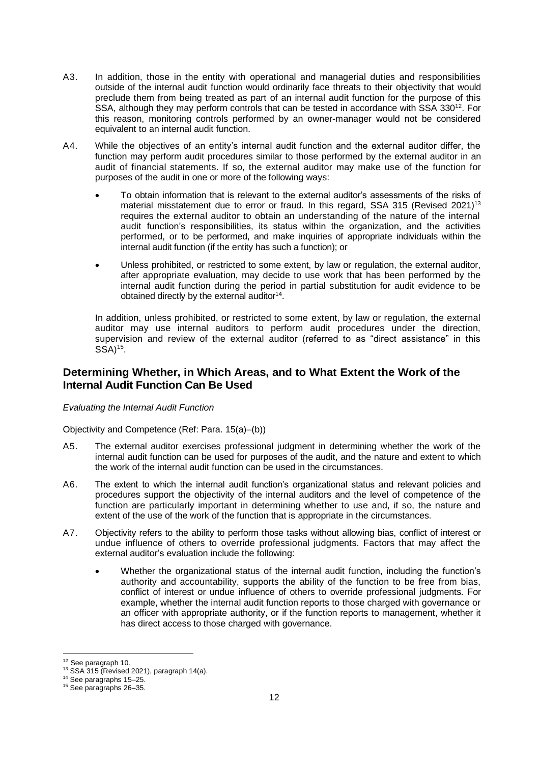A3. In addition, those in the entity with operational and managerial duties and responsibilities outside of the internal audit function would ordinarily face threats to their objectivity that would preclude them from being treated as part of an internal audit function for the purpose of this SSA, although they may perform controls that can be tested in accordance with SSA 330[12]. For this reason, monitoring controls performed by an owner-manager would not be considered equivalent to an internal audit function.

A4. While the objectives of an entity's internal audit function and the external auditor differ, the function may perform audit procedures similar to those performed by the external auditor in an audit of financial statements. If so, the external auditor may make use of the function for purposes of the audit in one or more of the following ways:

- To obtain information that is relevant to the external auditor's assessments of the risks of material misstatement due to error or fraud. In this regard, SSA 315 (Revised 2021)[13] requires the external auditor to obtain an understanding of the nature of the internal audit function's responsibilities, its status within the organization, and the activities performed, or to be performed, and make inquiries of appropriate individuals within the internal audit function (if the entity has such a function); or

- Unless prohibited, or restricted to some extent, by law or regulation, the external auditor, after appropriate evaluation, may decide to use work that has been performed by the internal audit function during the period in partial substitution for audit evidence to be obtained directly by the external auditor[14].

In addition, unless prohibited, or restricted to some extent, by law or regulation, the external auditor may use internal auditors to perform audit procedures under the direction, supervision and review of the external auditor (referred to as "direct assistance" in this SSA)[15].

## Determining Whether, in Which Areas, and to What Extent the Work of the Internal Audit Function Can Be Used

*Evaluating the Internal Audit Function*

Objectivity and Competence (Ref: Para. 15(a)–(b))

A5. The external auditor exercises professional judgment in determining whether the work of the internal audit function can be used for purposes of the audit, and the nature and extent to which the work of the internal audit function can be used in the circumstances.

A6. The extent to which the internal audit function's organizational status and relevant policies and procedures support the objectivity of the internal auditors and the level of competence of the function are particularly important in determining whether to use and, if so, the nature and extent of the use of the work of the function that is appropriate in the circumstances.

A7. Objectivity refers to the ability to perform those tasks without allowing bias, conflict of interest or undue influence of others to override professional judgments. Factors that may affect the external auditor's evaluation include the following:

- Whether the organizational status of the internal audit function, including the function's authority and accountability, supports the ability of the function to be free from bias, conflict of interest or undue influence of others to override professional judgments. For example, whether the internal audit function reports to those charged with governance or an officer with appropriate authority, or if the function reports to management, whether it has direct access to those charged with governance.

---

[12] See paragraph 10.

[13] SSA 315 (Revised 2021), paragraph 14(a).

[14] See paragraphs 15–25.

[15] See paragraphs 26–35.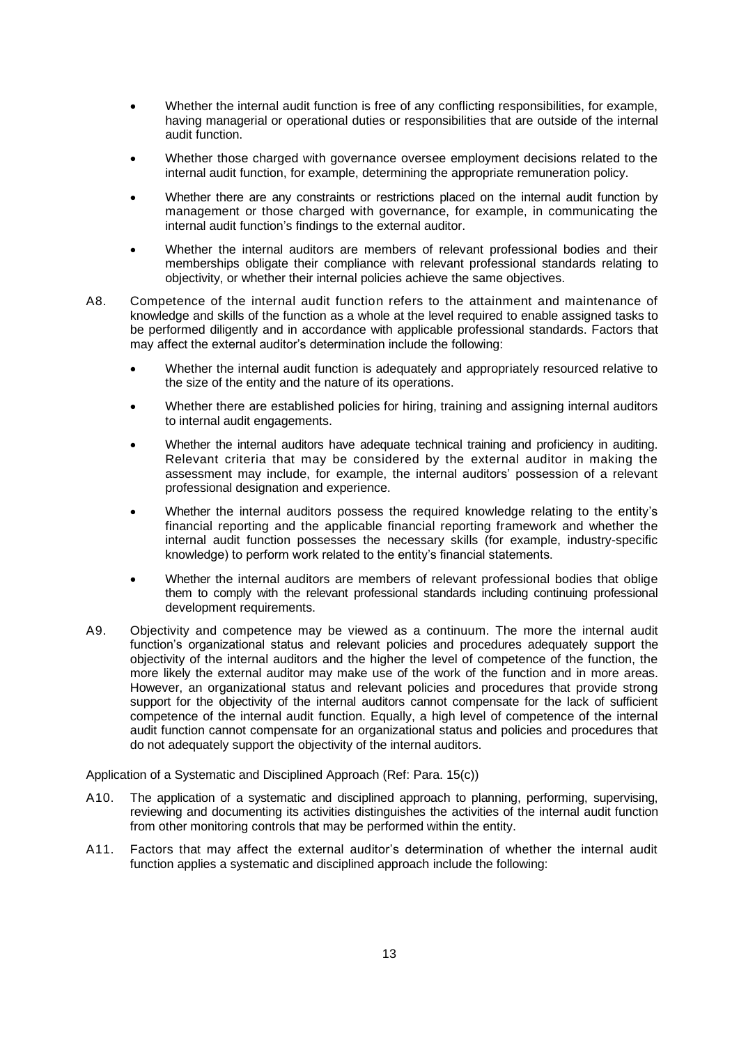- Whether the internal audit function is free of any conflicting responsibilities, for example, having managerial or operational duties or responsibilities that are outside of the internal audit function.
- Whether those charged with governance oversee employment decisions related to the internal audit function, for example, determining the appropriate remuneration policy.
- Whether there are any constraints or restrictions placed on the internal audit function by management or those charged with governance, for example, in communicating the internal audit function's findings to the external auditor.
- Whether the internal auditors are members of relevant professional bodies and their memberships obligate their compliance with relevant professional standards relating to objectivity, or whether their internal policies achieve the same objectives.

A8. Competence of the internal audit function refers to the attainment and maintenance of knowledge and skills of the function as a whole at the level required to enable assigned tasks to be performed diligently and in accordance with applicable professional standards. Factors that may affect the external auditor's determination include the following:

- Whether the internal audit function is adequately and appropriately resourced relative to the size of the entity and the nature of its operations.
- Whether there are established policies for hiring, training and assigning internal auditors to internal audit engagements.
- Whether the internal auditors have adequate technical training and proficiency in auditing. Relevant criteria that may be considered by the external auditor in making the assessment may include, for example, the internal auditors' possession of a relevant professional designation and experience.
- Whether the internal auditors possess the required knowledge relating to the entity's financial reporting and the applicable financial reporting framework and whether the internal audit function possesses the necessary skills (for example, industry-specific knowledge) to perform work related to the entity's financial statements.
- Whether the internal auditors are members of relevant professional bodies that oblige them to comply with the relevant professional standards including continuing professional development requirements.

A9. Objectivity and competence may be viewed as a continuum. The more the internal audit function's organizational status and relevant policies and procedures adequately support the objectivity of the internal auditors and the higher the level of competence of the function, the more likely the external auditor may make use of the work of the function and in more areas. However, an organizational status and relevant policies and procedures that provide strong support for the objectivity of the internal auditors cannot compensate for the lack of sufficient competence of the internal audit function. Equally, a high level of competence of the internal audit function cannot compensate for an organizational status and policies and procedures that do not adequately support the objectivity of the internal auditors.

Application of a Systematic and Disciplined Approach (Ref: Para. 15(c))

A10. The application of a systematic and disciplined approach to planning, performing, supervising, reviewing and documenting its activities distinguishes the activities of the internal audit function from other monitoring controls that may be performed within the entity.

A11. Factors that may affect the external auditor's determination of whether the internal audit function applies a systematic and disciplined approach include the following: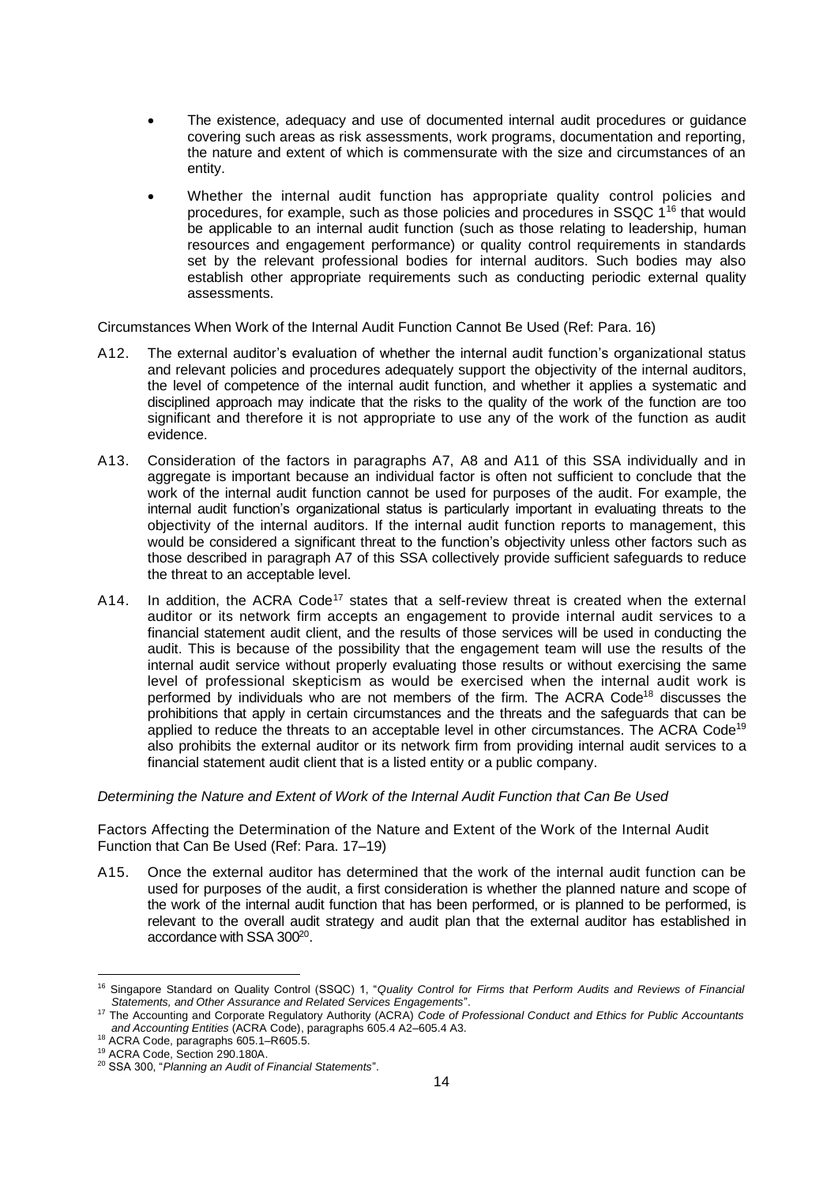- The existence, adequacy and use of documented internal audit procedures or guidance covering such areas as risk assessments, work programs, documentation and reporting, the nature and extent of which is commensurate with the size and circumstances of an entity.
- Whether the internal audit function has appropriate quality control policies and procedures, for example, such as those policies and procedures in SSQC 1[16] that would be applicable to an internal audit function (such as those relating to leadership, human resources and engagement performance) or quality control requirements in standards set by the relevant professional bodies for internal auditors. Such bodies may also establish other appropriate requirements such as conducting periodic external quality assessments.

Circumstances When Work of the Internal Audit Function Cannot Be Used (Ref: Para. 16)

A12. The external auditor's evaluation of whether the internal audit function's organizational status and relevant policies and procedures adequately support the objectivity of the internal auditors, the level of competence of the internal audit function, and whether it applies a systematic and disciplined approach may indicate that the risks to the quality of the work of the function are too significant and therefore it is not appropriate to use any of the work of the function as audit evidence.

A13. Consideration of the factors in paragraphs A7, A8 and A11 of this SSA individually and in aggregate is important because an individual factor is often not sufficient to conclude that the work of the internal audit function cannot be used for purposes of the audit. For example, the internal audit function's organizational status is particularly important in evaluating threats to the objectivity of the internal auditors. If the internal audit function reports to management, this would be considered a significant threat to the function's objectivity unless other factors such as those described in paragraph A7 of this SSA collectively provide sufficient safeguards to reduce the threat to an acceptable level.

A14. In addition, the ACRA Code[17] states that a self-review threat is created when the external auditor or its network firm accepts an engagement to provide internal audit services to a financial statement audit client, and the results of those services will be used in conducting the audit. This is because of the possibility that the engagement team will use the results of the internal audit service without properly evaluating those results or without exercising the same level of professional skepticism as would be exercised when the internal audit work is performed by individuals who are not members of the firm. The ACRA Code[18] discusses the prohibitions that apply in certain circumstances and the threats and the safeguards that can be applied to reduce the threats to an acceptable level in other circumstances. The ACRA Code[19] also prohibits the external auditor or its network firm from providing internal audit services to a financial statement audit client that is a listed entity or a public company.

*Determining the Nature and Extent of Work of the Internal Audit Function that Can Be Used*

Factors Affecting the Determination of the Nature and Extent of the Work of the Internal Audit Function that Can Be Used (Ref: Para. 17–19)

A15. Once the external auditor has determined that the work of the internal audit function can be used for purposes of the audit, a first consideration is whether the planned nature and scope of the work of the internal audit function that has been performed, or is planned to be performed, is relevant to the overall audit strategy and audit plan that the external auditor has established in accordance with SSA 300[20].

---

[16] Singapore Standard on Quality Control (SSQC) 1, "*Quality Control for Firms that Perform Audits and Reviews of Financial Statements, and Other Assurance and Related Services Engagements*".

[17] The Accounting and Corporate Regulatory Authority (ACRA) *Code of Professional Conduct and Ethics for Public Accountants and Accounting Entities* (ACRA Code), paragraphs 605.4 A2–605.4 A3.

[18] ACRA Code, paragraphs 605.1–R605.5.

[19] ACRA Code, Section 290.180A.

[20] SSA 300, "*Planning an Audit of Financial Statements*".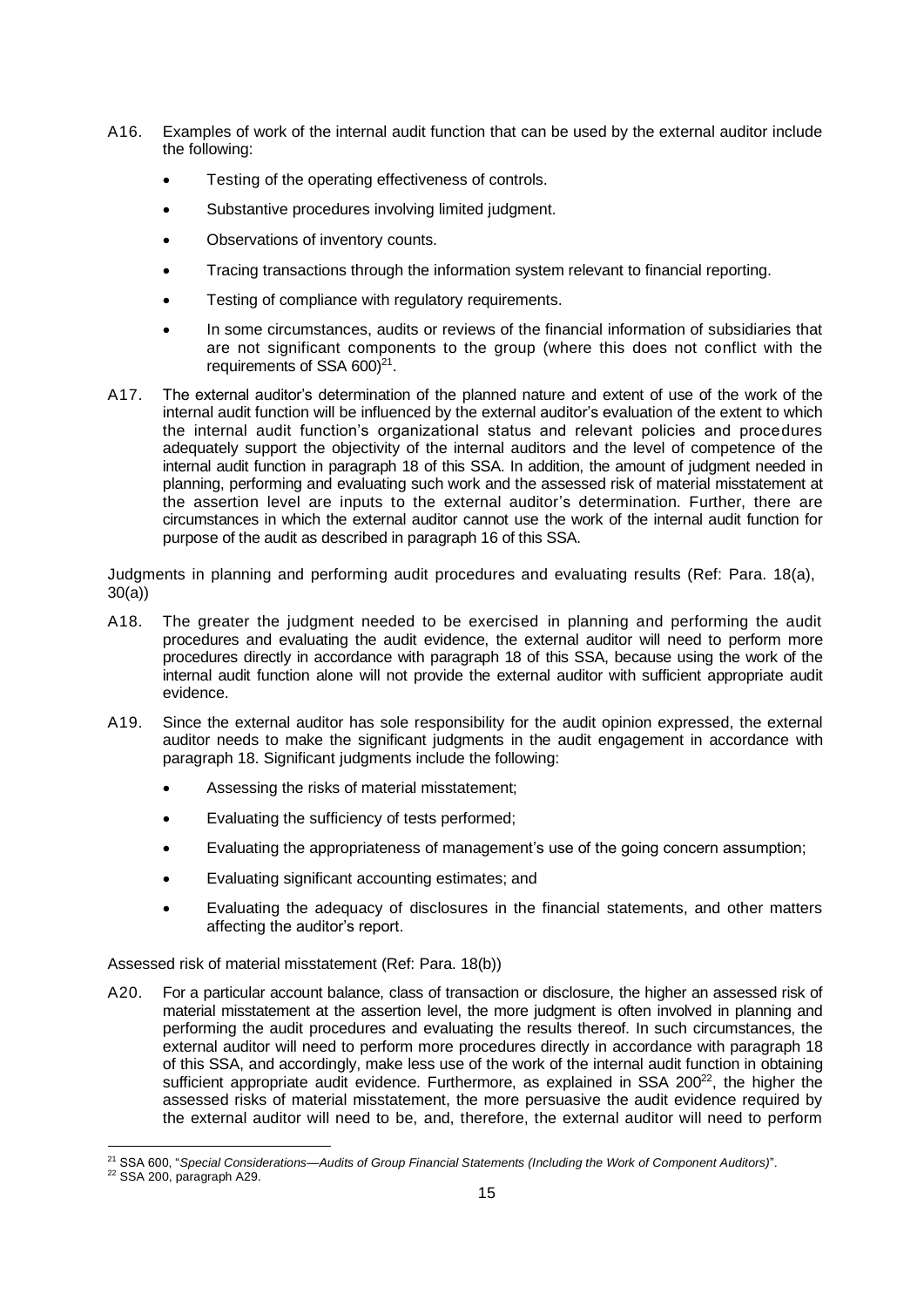A16. Examples of work of the internal audit function that can be used by the external auditor include the following:

- Testing of the operating effectiveness of controls.
- Substantive procedures involving limited judgment.
- Observations of inventory counts.
- Tracing transactions through the information system relevant to financial reporting.
- Testing of compliance with regulatory requirements.
- In some circumstances, audits or reviews of the financial information of subsidiaries that are not significant components to the group (where this does not conflict with the requirements of SSA 600)[21].

A17. The external auditor's determination of the planned nature and extent of use of the work of the internal audit function will be influenced by the external auditor's evaluation of the extent to which the internal audit function's organizational status and relevant policies and procedures adequately support the objectivity of the internal auditors and the level of competence of the internal audit function in paragraph 18 of this SSA. In addition, the amount of judgment needed in planning, performing and evaluating such work and the assessed risk of material misstatement at the assertion level are inputs to the external auditor's determination. Further, there are circumstances in which the external auditor cannot use the work of the internal audit function for purpose of the audit as described in paragraph 16 of this SSA.

Judgments in planning and performing audit procedures and evaluating results (Ref: Para. 18(a), 30(a))

A18. The greater the judgment needed to be exercised in planning and performing the audit procedures and evaluating the audit evidence, the external auditor will need to perform more procedures directly in accordance with paragraph 18 of this SSA, because using the work of the internal audit function alone will not provide the external auditor with sufficient appropriate audit evidence.

A19. Since the external auditor has sole responsibility for the audit opinion expressed, the external auditor needs to make the significant judgments in the audit engagement in accordance with paragraph 18. Significant judgments include the following:

- Assessing the risks of material misstatement;
- Evaluating the sufficiency of tests performed;
- Evaluating the appropriateness of management's use of the going concern assumption;
- Evaluating significant accounting estimates; and
- Evaluating the adequacy of disclosures in the financial statements, and other matters affecting the auditor's report.

Assessed risk of material misstatement (Ref: Para. 18(b))

A20. For a particular account balance, class of transaction or disclosure, the higher an assessed risk of material misstatement at the assertion level, the more judgment is often involved in planning and performing the audit procedures and evaluating the results thereof. In such circumstances, the external auditor will need to perform more procedures directly in accordance with paragraph 18 of this SSA, and accordingly, make less use of the work of the internal audit function in obtaining sufficient appropriate audit evidence. Furthermore, as explained in SSA 200[22], the higher the assessed risks of material misstatement, the more persuasive the audit evidence required by the external auditor will need to be, and, therefore, the external auditor will need to perform

[21] SSA 600, "*Special Considerations—Audits of Group Financial Statements (Including the Work of Component Auditors)*".

[22] SSA 200, paragraph A29.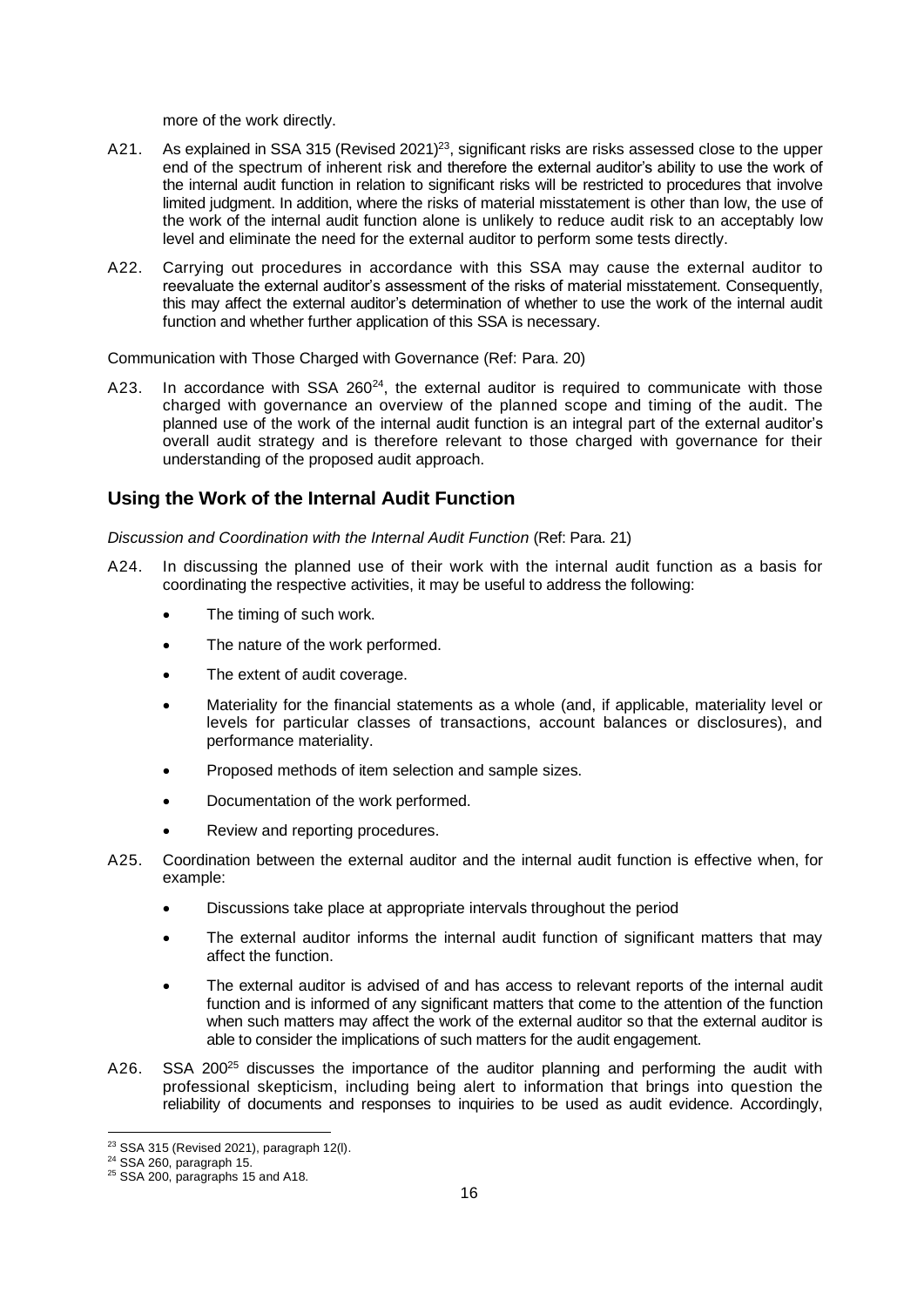more of the work directly.

A21. As explained in SSA 315 (Revised 2021)[23], significant risks are risks assessed close to the upper end of the spectrum of inherent risk and therefore the external auditor's ability to use the work of the internal audit function in relation to significant risks will be restricted to procedures that involve limited judgment. In addition, where the risks of material misstatement is other than low, the use of the work of the internal audit function alone is unlikely to reduce audit risk to an acceptably low level and eliminate the need for the external auditor to perform some tests directly.

A22. Carrying out procedures in accordance with this SSA may cause the external auditor to reevaluate the external auditor's assessment of the risks of material misstatement. Consequently, this may affect the external auditor's determination of whether to use the work of the internal audit function and whether further application of this SSA is necessary.

Communication with Those Charged with Governance (Ref: Para. 20)

A23. In accordance with SSA 260[24], the external auditor is required to communicate with those charged with governance an overview of the planned scope and timing of the audit. The planned use of the work of the internal audit function is an integral part of the external auditor's overall audit strategy and is therefore relevant to those charged with governance for their understanding of the proposed audit approach.

## Using the Work of the Internal Audit Function

*Discussion and Coordination with the Internal Audit Function* (Ref: Para. 21)

A24. In discussing the planned use of their work with the internal audit function as a basis for coordinating the respective activities, it may be useful to address the following:

- The timing of such work.
- The nature of the work performed.
- The extent of audit coverage.
- Materiality for the financial statements as a whole (and, if applicable, materiality level or levels for particular classes of transactions, account balances or disclosures), and performance materiality.
- Proposed methods of item selection and sample sizes.
- Documentation of the work performed.
- Review and reporting procedures.

A25. Coordination between the external auditor and the internal audit function is effective when, for example:

- Discussions take place at appropriate intervals throughout the period
- The external auditor informs the internal audit function of significant matters that may affect the function.
- The external auditor is advised of and has access to relevant reports of the internal audit function and is informed of any significant matters that come to the attention of the function when such matters may affect the work of the external auditor so that the external auditor is able to consider the implications of such matters for the audit engagement.

A26. SSA 200[25] discusses the importance of the auditor planning and performing the audit with professional skepticism, including being alert to information that brings into question the reliability of documents and responses to inquiries to be used as audit evidence. Accordingly,

[23] SSA 315 (Revised 2021), paragraph 12(l).
[24] SSA 260, paragraph 15.
[25] SSA 200, paragraphs 15 and A18.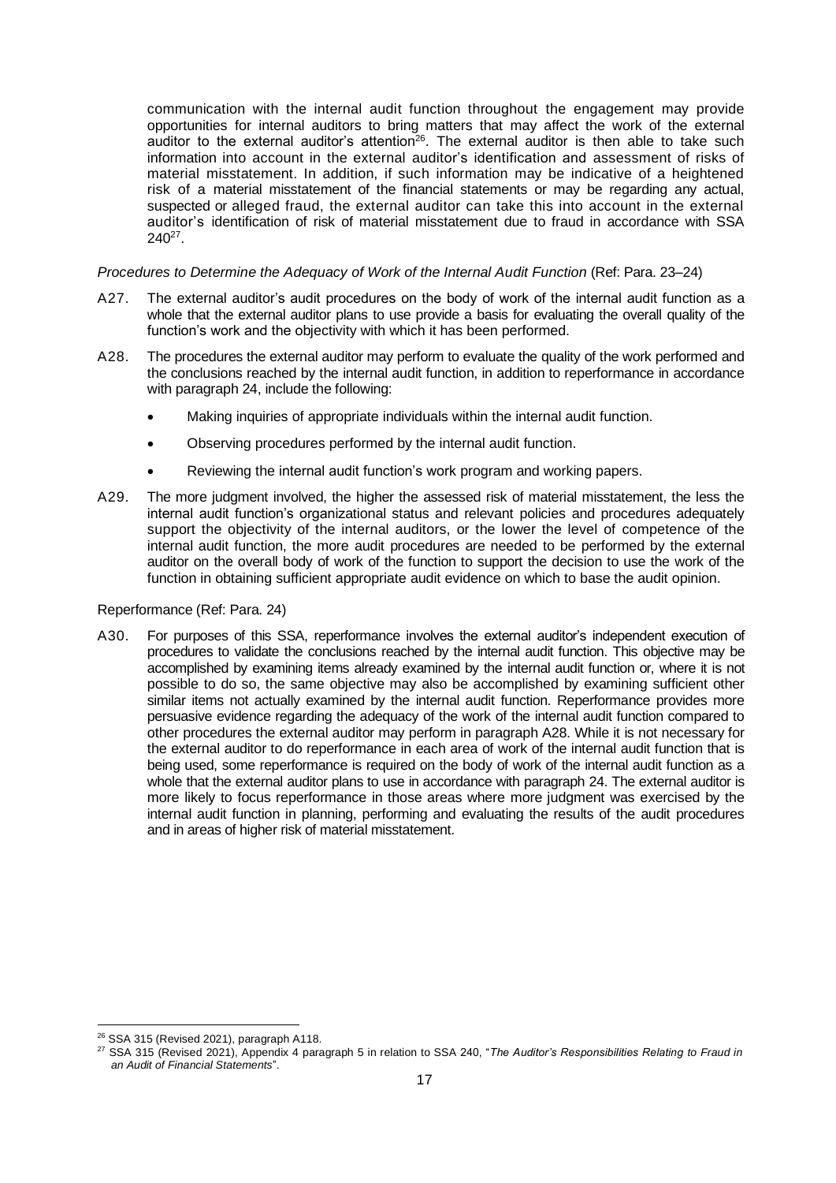communication with the internal audit function throughout the engagement may provide opportunities for internal auditors to bring matters that may affect the work of the external auditor to the external auditor's attention[26]. The external auditor is then able to take such information into account in the external auditor's identification and assessment of risks of material misstatement. In addition, if such information may be indicative of a heightened risk of a material misstatement of the financial statements or may be regarding any actual, suspected or alleged fraud, the external auditor can take this into account in the external auditor's identification of risk of material misstatement due to fraud in accordance with SSA 240[27].

*Procedures to Determine the Adequacy of Work of the Internal Audit Function* (Ref: Para. 23–24)

A27. The external auditor's audit procedures on the body of work of the internal audit function as a whole that the external auditor plans to use provide a basis for evaluating the overall quality of the function's work and the objectivity with which it has been performed.

A28. The procedures the external auditor may perform to evaluate the quality of the work performed and the conclusions reached by the internal audit function, in addition to reperformance in accordance with paragraph 24, include the following:

- Making inquiries of appropriate individuals within the internal audit function.
- Observing procedures performed by the internal audit function.
- Reviewing the internal audit function's work program and working papers.

A29. The more judgment involved, the higher the assessed risk of material misstatement, the less the internal audit function's organizational status and relevant policies and procedures adequately support the objectivity of the internal auditors, or the lower the level of competence of the internal audit function, the more audit procedures are needed to be performed by the external auditor on the overall body of work of the function to support the decision to use the work of the function in obtaining sufficient appropriate audit evidence on which to base the audit opinion.

Reperformance (Ref: Para. 24)

A30. For purposes of this SSA, reperformance involves the external auditor's independent execution of procedures to validate the conclusions reached by the internal audit function. This objective may be accomplished by examining items already examined by the internal audit function or, where it is not possible to do so, the same objective may also be accomplished by examining sufficient other similar items not actually examined by the internal audit function. Reperformance provides more persuasive evidence regarding the adequacy of the work of the internal audit function compared to other procedures the external auditor may perform in paragraph A28. While it is not necessary for the external auditor to do reperformance in each area of work of the internal audit function that is being used, some reperformance is required on the body of work of the internal audit function as a whole that the external auditor plans to use in accordance with paragraph 24. The external auditor is more likely to focus reperformance in those areas where more judgment was exercised by the internal audit function in planning, performing and evaluating the results of the audit procedures and in areas of higher risk of material misstatement.

---

[26] SSA 315 (Revised 2021), paragraph A118.

[27] SSA 315 (Revised 2021), Appendix 4 paragraph 5 in relation to SSA 240, "*The Auditor's Responsibilities Relating to Fraud in an Audit of Financial Statements*".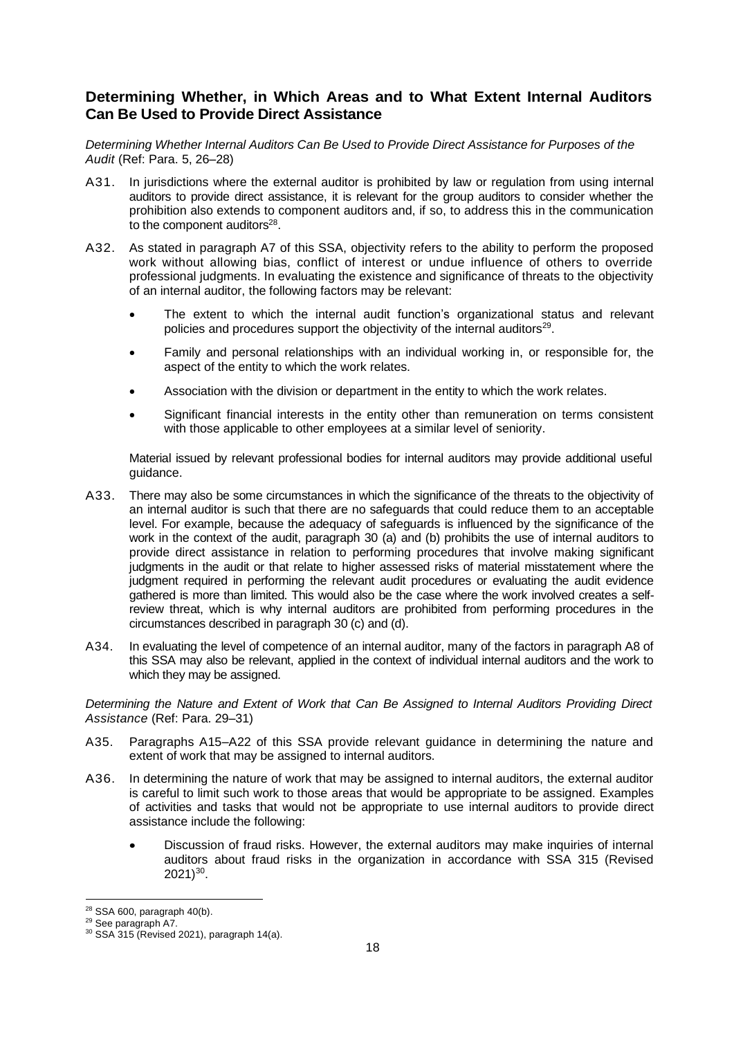## Determining Whether, in Which Areas and to What Extent Internal Auditors Can Be Used to Provide Direct Assistance

*Determining Whether Internal Auditors Can Be Used to Provide Direct Assistance for Purposes of the Audit* (Ref: Para. 5, 26–28)

A31. In jurisdictions where the external auditor is prohibited by law or regulation from using internal auditors to provide direct assistance, it is relevant for the group auditors to consider whether the prohibition also extends to component auditors and, if so, to address this in the communication to the component auditors[28].

A32. As stated in paragraph A7 of this SSA, objectivity refers to the ability to perform the proposed work without allowing bias, conflict of interest or undue influence of others to override professional judgments. In evaluating the existence and significance of threats to the objectivity of an internal auditor, the following factors may be relevant:

- The extent to which the internal audit function's organizational status and relevant policies and procedures support the objectivity of the internal auditors[29].
- Family and personal relationships with an individual working in, or responsible for, the aspect of the entity to which the work relates.
- Association with the division or department in the entity to which the work relates.
- Significant financial interests in the entity other than remuneration on terms consistent with those applicable to other employees at a similar level of seniority.

Material issued by relevant professional bodies for internal auditors may provide additional useful guidance.

A33. There may also be some circumstances in which the significance of the threats to the objectivity of an internal auditor is such that there are no safeguards that could reduce them to an acceptable level. For example, because the adequacy of safeguards is influenced by the significance of the work in the context of the audit, paragraph 30 (a) and (b) prohibits the use of internal auditors to provide direct assistance in relation to performing procedures that involve making significant judgments in the audit or that relate to higher assessed risks of material misstatement where the judgment required in performing the relevant audit procedures or evaluating the audit evidence gathered is more than limited. This would also be the case where the work involved creates a self-review threat, which is why internal auditors are prohibited from performing procedures in the circumstances described in paragraph 30 (c) and (d).

A34. In evaluating the level of competence of an internal auditor, many of the factors in paragraph A8 of this SSA may also be relevant, applied in the context of individual internal auditors and the work to which they may be assigned.

*Determining the Nature and Extent of Work that Can Be Assigned to Internal Auditors Providing Direct Assistance* (Ref: Para. 29–31)

A35. Paragraphs A15–A22 of this SSA provide relevant guidance in determining the nature and extent of work that may be assigned to internal auditors.

A36. In determining the nature of work that may be assigned to internal auditors, the external auditor is careful to limit such work to those areas that would be appropriate to be assigned. Examples of activities and tasks that would not be appropriate to use internal auditors to provide direct assistance include the following:

- Discussion of fraud risks. However, the external auditors may make inquiries of internal auditors about fraud risks in the organization in accordance with SSA 315 (Revised 2021)[30].

---

[28] SSA 600, paragraph 40(b).

[29] See paragraph A7.

[30] SSA 315 (Revised 2021), paragraph 14(a).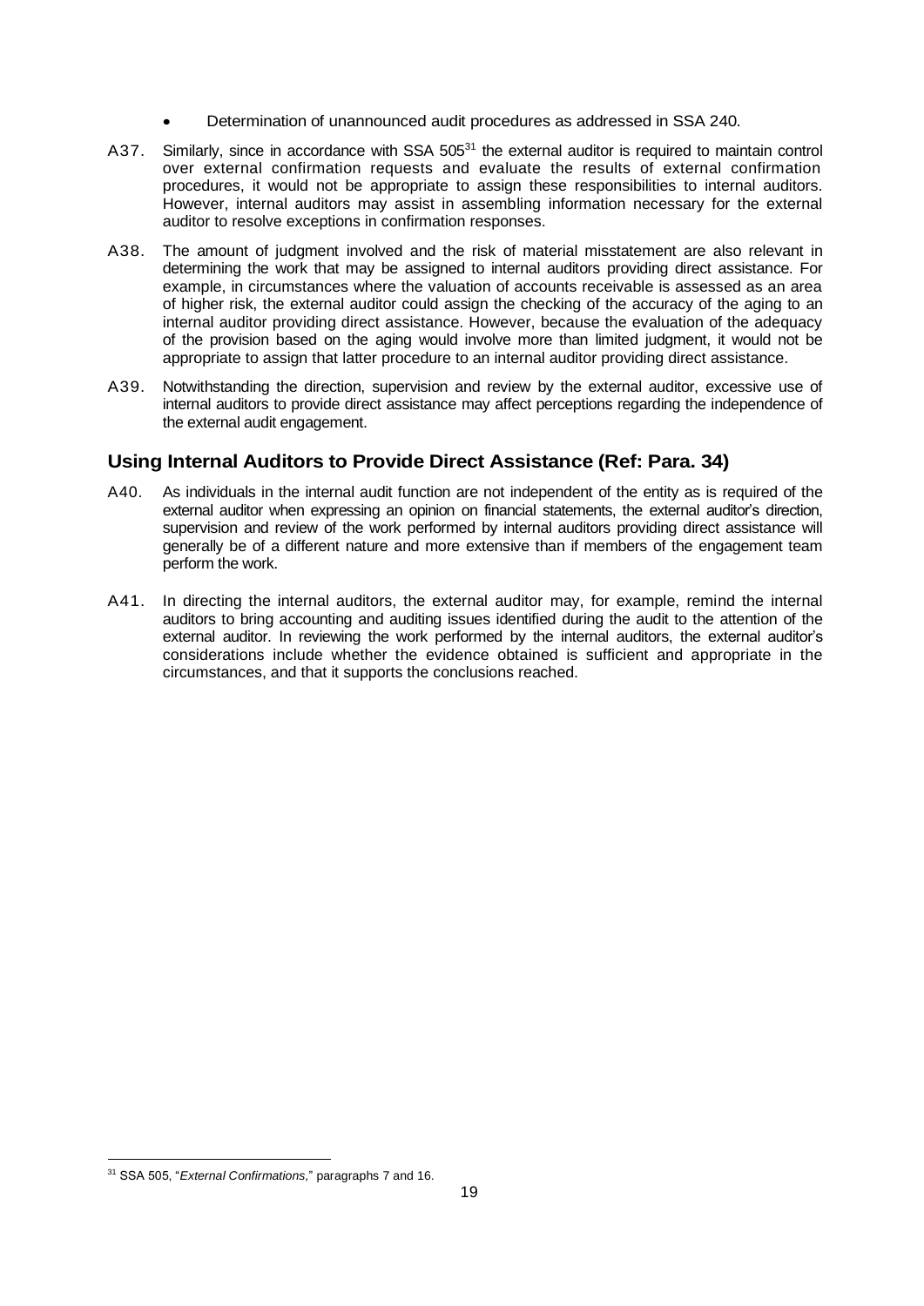- Determination of unannounced audit procedures as addressed in SSA 240.

A37. Similarly, since in accordance with SSA 505[31] the external auditor is required to maintain control over external confirmation requests and evaluate the results of external confirmation procedures, it would not be appropriate to assign these responsibilities to internal auditors. However, internal auditors may assist in assembling information necessary for the external auditor to resolve exceptions in confirmation responses.

A38. The amount of judgment involved and the risk of material misstatement are also relevant in determining the work that may be assigned to internal auditors providing direct assistance. For example, in circumstances where the valuation of accounts receivable is assessed as an area of higher risk, the external auditor could assign the checking of the accuracy of the aging to an internal auditor providing direct assistance. However, because the evaluation of the adequacy of the provision based on the aging would involve more than limited judgment, it would not be appropriate to assign that latter procedure to an internal auditor providing direct assistance.

A39. Notwithstanding the direction, supervision and review by the external auditor, excessive use of internal auditors to provide direct assistance may affect perceptions regarding the independence of the external audit engagement.

## Using Internal Auditors to Provide Direct Assistance (Ref: Para. 34)

A40. As individuals in the internal audit function are not independent of the entity as is required of the external auditor when expressing an opinion on financial statements, the external auditor's direction, supervision and review of the work performed by internal auditors providing direct assistance will generally be of a different nature and more extensive than if members of the engagement team perform the work.

A41. In directing the internal auditors, the external auditor may, for example, remind the internal auditors to bring accounting and auditing issues identified during the audit to the attention of the external auditor. In reviewing the work performed by the internal auditors, the external auditor's considerations include whether the evidence obtained is sufficient and appropriate in the circumstances, and that it supports the conclusions reached.

[31] SSA 505, "*External Confirmations*," paragraphs 7 and 16.